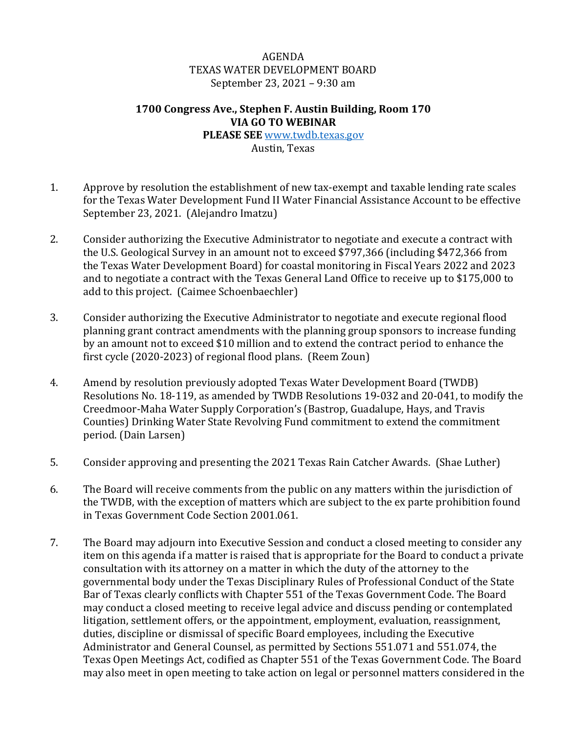AGENDA
TEXAS WATER DEVELOPMENT BOARD
September 23, 2021 – 9:30 am

**1700 Congress Ave., Stephen F. Austin Building, Room 170**
**VIA GO TO WEBINAR**
**PLEASE SEE** [www.twdb.texas.gov](http://www.twdb.texas.gov)
Austin, Texas

1. Approve by resolution the establishment of new tax-exempt and taxable lending rate scales for the Texas Water Development Fund II Water Financial Assistance Account to be effective September 23, 2021. (Alejandro Imatzu)

2. Consider authorizing the Executive Administrator to negotiate and execute a contract with the U.S. Geological Survey in an amount not to exceed $797,366 (including $472,366 from the Texas Water Development Board) for coastal monitoring in Fiscal Years 2022 and 2023 and to negotiate a contract with the Texas General Land Office to receive up to $175,000 to add to this project. (Caimee Schoenbaechler)

3. Consider authorizing the Executive Administrator to negotiate and execute regional flood planning grant contract amendments with the planning group sponsors to increase funding by an amount not to exceed $10 million and to extend the contract period to enhance the first cycle (2020-2023) of regional flood plans. (Reem Zoun)

4. Amend by resolution previously adopted Texas Water Development Board (TWDB) Resolutions No. 18-119, as amended by TWDB Resolutions 19-032 and 20-041, to modify the Creedmoor-Maha Water Supply Corporation's (Bastrop, Guadalupe, Hays, and Travis Counties) Drinking Water State Revolving Fund commitment to extend the commitment period. (Dain Larsen)

5. Consider approving and presenting the 2021 Texas Rain Catcher Awards. (Shae Luther)

6. The Board will receive comments from the public on any matters within the jurisdiction of the TWDB, with the exception of matters which are subject to the ex parte prohibition found in Texas Government Code Section 2001.061.

7. The Board may adjourn into Executive Session and conduct a closed meeting to consider any item on this agenda if a matter is raised that is appropriate for the Board to conduct a private consultation with its attorney on a matter in which the duty of the attorney to the governmental body under the Texas Disciplinary Rules of Professional Conduct of the State Bar of Texas clearly conflicts with Chapter 551 of the Texas Government Code. The Board may conduct a closed meeting to receive legal advice and discuss pending or contemplated litigation, settlement offers, or the appointment, employment, evaluation, reassignment, duties, discipline or dismissal of specific Board employees, including the Executive Administrator and General Counsel, as permitted by Sections 551.071 and 551.074, the Texas Open Meetings Act, codified as Chapter 551 of the Texas Government Code. The Board may also meet in open meeting to take action on legal or personnel matters considered in the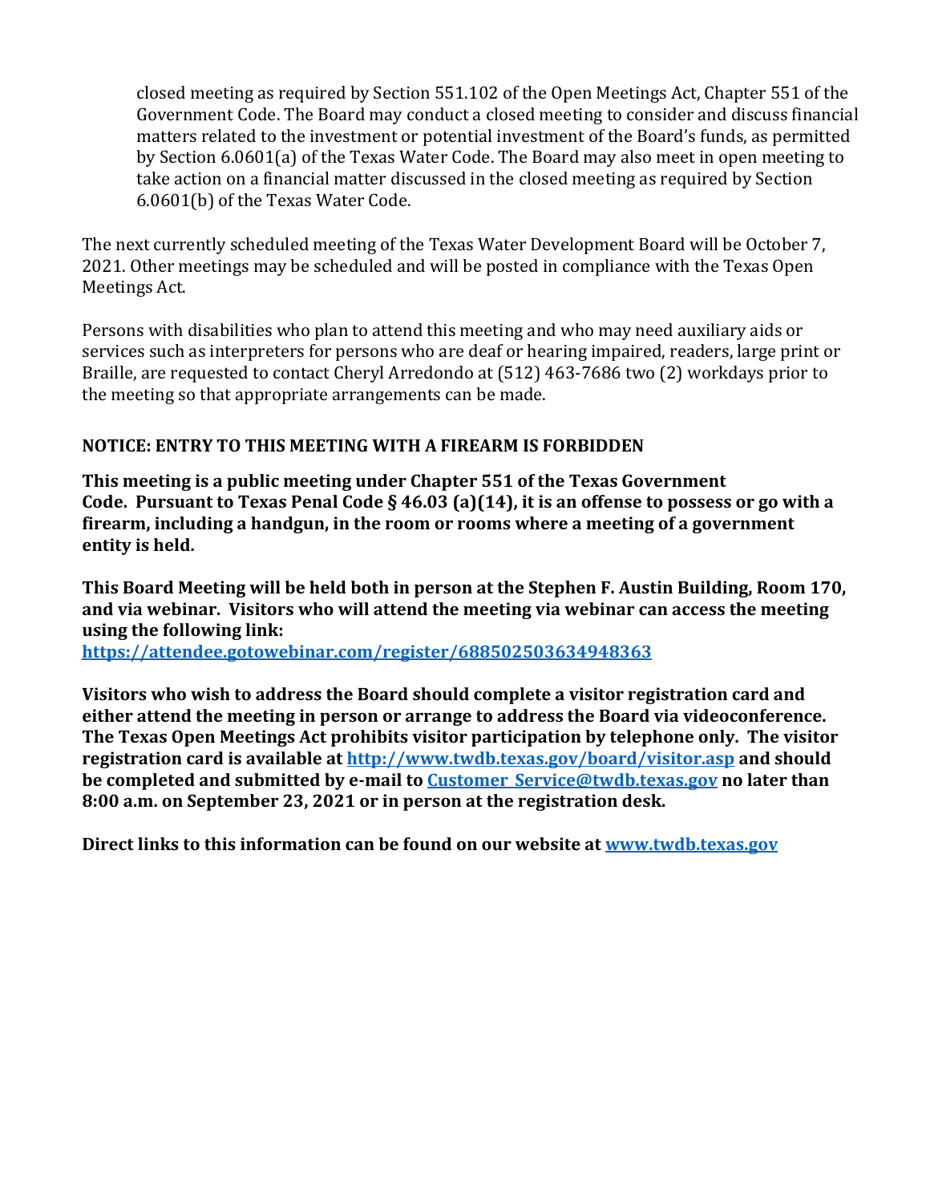closed meeting as required by Section 551.102 of the Open Meetings Act, Chapter 551 of the Government Code. The Board may conduct a closed meeting to consider and discuss financial matters related to the investment or potential investment of the Board's funds, as permitted by Section 6.0601(a) of the Texas Water Code. The Board may also meet in open meeting to take action on a financial matter discussed in the closed meeting as required by Section 6.0601(b) of the Texas Water Code.

The next currently scheduled meeting of the Texas Water Development Board will be October 7, 2021. Other meetings may be scheduled and will be posted in compliance with the Texas Open Meetings Act.

Persons with disabilities who plan to attend this meeting and who may need auxiliary aids or services such as interpreters for persons who are deaf or hearing impaired, readers, large print or Braille, are requested to contact Cheryl Arredondo at (512) 463-7686 two (2) workdays prior to the meeting so that appropriate arrangements can be made.

**NOTICE: ENTRY TO THIS MEETING WITH A FIREARM IS FORBIDDEN**

**This meeting is a public meeting under Chapter 551 of the Texas Government Code. Pursuant to Texas Penal Code § 46.03 (a)(14), it is an offense to possess or go with a firearm, including a handgun, in the room or rooms where a meeting of a government entity is held.**

**This Board Meeting will be held both in person at the Stephen F. Austin Building, Room 170, and via webinar. Visitors who will attend the meeting via webinar can access the meeting using the following link:**
**https://attendee.gotowebinar.com/register/688502503634948363**

**Visitors who wish to address the Board should complete a visitor registration card and either attend the meeting in person or arrange to address the Board via videoconference. The Texas Open Meetings Act prohibits visitor participation by telephone only. The visitor registration card is available at http://www.twdb.texas.gov/board/visitor.asp and should be completed and submitted by e-mail to Customer_Service@twdb.texas.gov no later than 8:00 a.m. on September 23, 2021 or in person at the registration desk.**

**Direct links to this information can be found on our website at www.twdb.texas.gov**